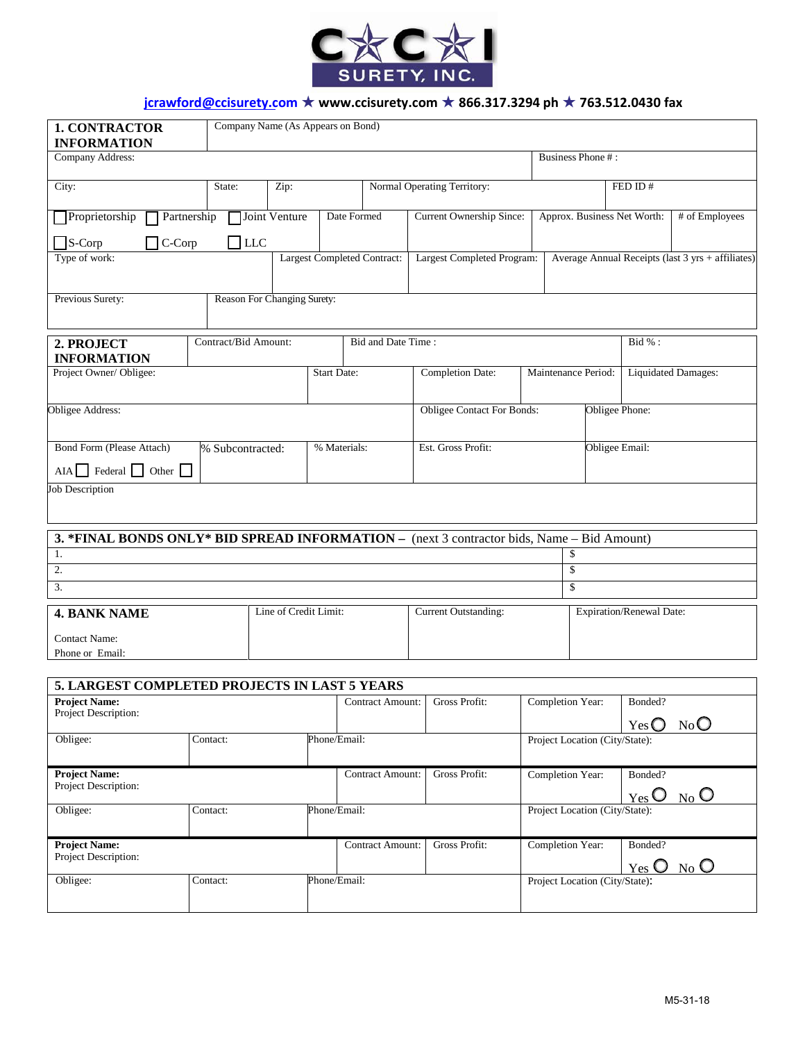CCI SURETY, INC.

**jcrawford@ccisurety.com ★ www.ccisurety.com ★ 866.317.3294 ph ★ 763.512.0430 fax**

| **1. CONTRACTOR INFORMATION** | Company Name (As Appears on Bond) | | | | | |
|---|---|---|---|---|---|---|
| Company Address: | | | | | Business Phone #: | |
| City: | State: | Zip: | Normal Operating Territory: | | FED ID # | |
| ☐ Proprietorship ☐ Partnership ☐ Joint Venture ☐ S-Corp ☐ C-Corp ☐ LLC | | Date Formed | Current Ownership Since: | Approx. Business Net Worth: | | # of Employees |
| Type of work: | | Largest Completed Contract: | Largest Completed Program: | Average Annual Receipts (last 3 yrs + affiliates) | | |
| Previous Surety: | Reason For Changing Surety: | | | | | |

| **2. PROJECT INFORMATION** | Contract/Bid Amount: | Bid and Date Time : | | | Bid %: |
|---|---|---|---|---|---|
| Project Owner/ Obligee: | | Start Date: | Completion Date: | Maintenance Period: | Liquidated Damages: |
| Obligee Address: | | | Obligee Contact For Bonds: | Obligee Phone: | |
| Bond Form (Please Attach) AIA ☐ Federal ☐ Other ☐ | % Subcontracted: | % Materials: | Est. Gross Profit: | Obligee Email: | |
| Job Description | | | | | |

| **3. \*FINAL BONDS ONLY\* BID SPREAD INFORMATION –** (next 3 contractor bids, Name – Bid Amount) | |
|---|---|
| 1. | $ |
| 2. | $ |
| 3. | $ |

| **4. BANK NAME** | Line of Credit Limit: | Current Outstanding: | Expiration/Renewal Date: |
|---|---|---|---|
| Contact Name: Phone or Email: | | | |

| **5. LARGEST COMPLETED PROJECTS IN LAST 5 YEARS** | | | | | | |
|---|---|---|---|---|---|---|
| **Project Name:** Project Description: | | | Contract Amount: | Gross Profit: | Completion Year: | Bonded? Yes ○ No ○ |
| Obligee: | Contact: | Phone/Email: | | | Project Location (City/State): | |
| **Project Name:** Project Description: | | | Contract Amount: | Gross Profit: | Completion Year: | Bonded? Yes ○ No ○ |
| Obligee: | Contact: | Phone/Email: | | | Project Location (City/State): | |
| **Project Name:** Project Description: | | | Contract Amount: | Gross Profit: | Completion Year: | Bonded? Yes ○ No ○ |
| Obligee: | Contact: | Phone/Email: | | | Project Location (City/State): | |

M5-31-18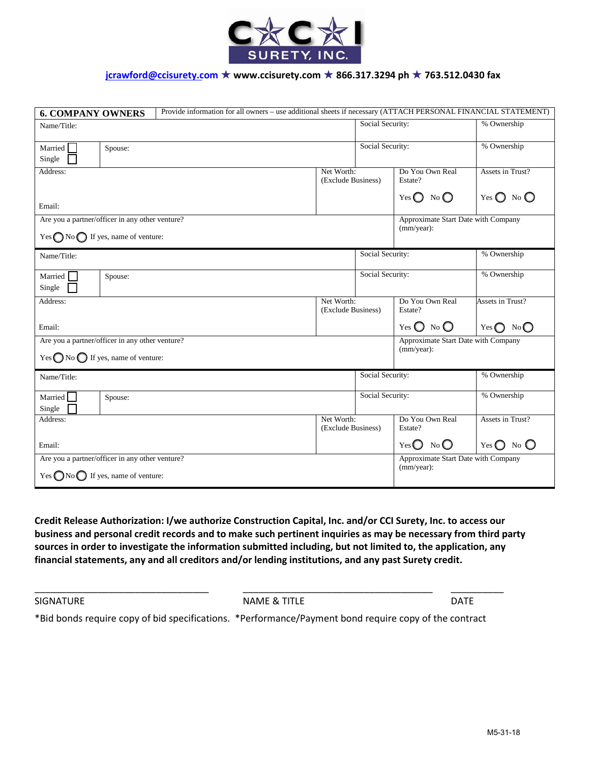CCI SURETY, INC.

jcrawford@ccisurety.com ★ www.ccisurety.com ★ 866.317.3294 ph ★ 763.512.0430 fax

**6. COMPANY OWNERS** Provide information for all owners – use additional sheets if necessary (ATTACH PERSONAL FINANCIAL STATEMENT)

| | | | |
|---|---|---|---|
| Name/Title: | | Social Security: | % Ownership |
| Married ☐ Single ☐ | Spouse: | Social Security: | % Ownership |
| Address: Email: | Net Worth: (Exclude Business) | Do You Own Real Estate? Yes ◯ No ◯ | Assets in Trust? Yes ◯ No ◯ |
| Are you a partner/officer in any other venture? Yes ◯ No ◯ If yes, name of venture: | | Approximate Start Date with Company (mm/year): | |

| | | | |
|---|---|---|---|
| Name/Title: | | Social Security: | % Ownership |
| Married ☐ Single ☐ | Spouse: | Social Security: | % Ownership |
| Address: Email: | Net Worth: (Exclude Business) | Do You Own Real Estate? Yes ◯ No ◯ | Assets in Trust? Yes ◯ No ◯ |
| Are you a partner/officer in any other venture? Yes ◯ No ◯ If yes, name of venture: | | Approximate Start Date with Company (mm/year): | |

| | | | |
|---|---|---|---|
| Name/Title: | | Social Security: | % Ownership |
| Married ☐ Single ☐ | Spouse: | Social Security: | % Ownership |
| Address: Email: | Net Worth: (Exclude Business) | Do You Own Real Estate? Yes ◯ No ◯ | Assets in Trust? Yes ◯ No ◯ |
| Are you a partner/officer in any other venture? Yes ◯ No ◯ If yes, name of venture: | | Approximate Start Date with Company (mm/year): | |

**Credit Release Authorization: I/we authorize Construction Capital, Inc. and/or CCI Surety, Inc. to access our business and personal credit records and to make such pertinent inquiries as may be necessary from third party sources in order to investigate the information submitted including, but not limited to, the application, any financial statements, any and all creditors and/or lending institutions, and any past Surety credit.**

\_\_\_\_\_\_\_\_\_\_\_\_\_\_\_\_\_\_\_\_\_\_\_\_\_\_\_\_\_\_ \_\_\_\_\_\_\_\_\_\_\_\_\_\_\_\_\_\_\_\_\_\_\_\_\_\_\_\_\_\_ \_\_\_\_\_\_\_\_\_\_

SIGNATURE NAME & TITLE DATE

*Bid bonds require copy of bid specifications. *Performance/Payment bond require copy of the contract

M5-31-18